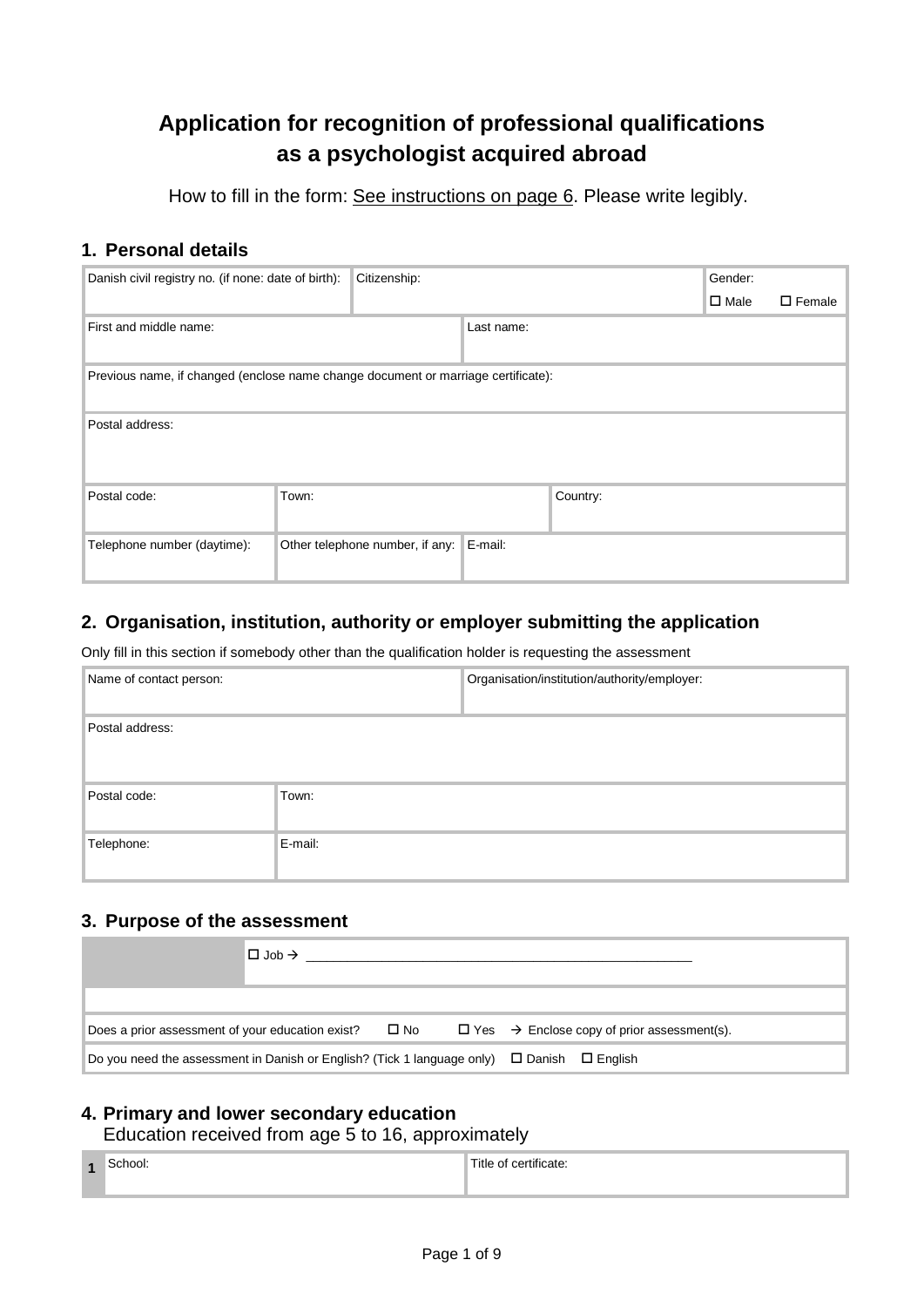# Application for recognition of professional qualifications as a psychologist acquired abroad

How to fill in the form: See instructions on page 6. Please write legibly.

## 1. Personal details

| Danish civil registry no. (if none: date of birth): | Citizenship: | Gender: ☐ Male ☐ Female |
|---|---|---|

| First and middle name: | Last name: |
|---|---|

| Previous name, if changed (enclose name change document or marriage certificate): |
|---|

| Postal address: |
|---|

| Postal code: | Town: | Country: |
|---|---|---|

| Telephone number (daytime): | Other telephone number, if any: | E-mail: |
|---|---|---|

## 2. Organisation, institution, authority or employer submitting the application

Only fill in this section if somebody other than the qualification holder is requesting the assessment

| Name of contact person: | Organisation/institution/authority/employer: |
|---|---|

| Postal address: |
|---|

| Postal code: | Town: |
|---|---|

| Telephone: | E-mail: |
|---|---|

## 3. Purpose of the assessment

| | ☐ Job → ______________________________________________________ |
|---|---|
| | |

| Does a prior assessment of your education exist? ☐ No ☐ Yes → Enclose copy of prior assessment(s). |
|---|
| Do you need the assessment in Danish or English? (Tick 1 language only) ☐ Danish ☐ English |

## 4. Primary and lower secondary education

Education received from age 5 to 16, approximately

| | School: | Title of certificate: |
|---|---|---|
| 1 | | |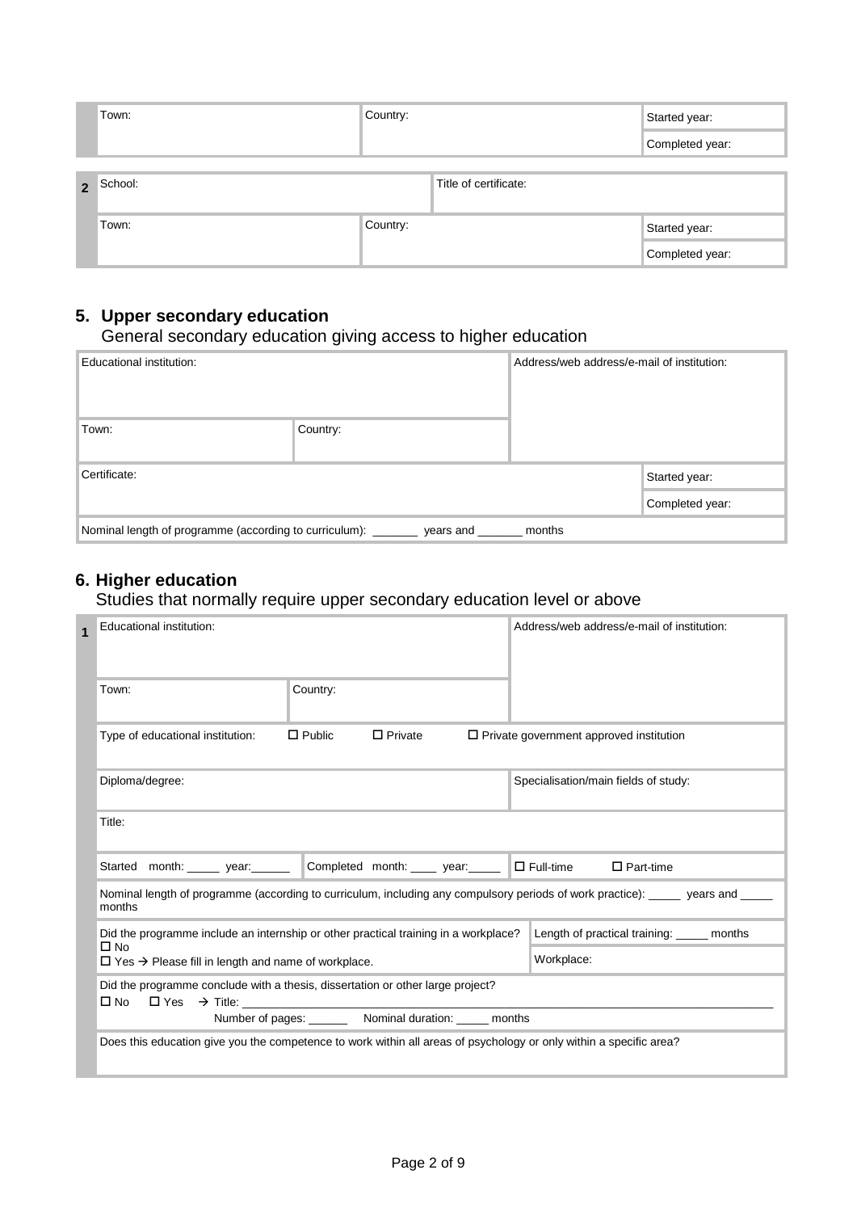| | Town: | Country: | Started year: |
|---|---|---|---|
| | | | Completed year: |

| 2 | School: | Title of certificate: | |
|---|---|---|---|
| | Town: | Country: | Started year: |
| | | | Completed year: |

## 5. Upper secondary education

General secondary education giving access to higher education

| Educational institution: | | Address/web address/e-mail of institution: | |
|---|---|---|---|
| Town: | Country: | | |
| Certificate: | | | Started year: |
| | | | Completed year: |
| Nominal length of programme (according to curriculum): _______ years and _______ months | | | |

## 6. Higher education

Studies that normally require upper secondary education level or above

| 1 | Educational institution: | | Address/web address/e-mail of institution: |
|---|---|---|---|
| | Town: | Country: | |
| | Type of educational institution: ☐ Public ☐ Private ☐ Private government approved institution | | |
| | Diploma/degree: | | Specialisation/main fields of study: |
| | Title: | | |
| | Started month: _____ year:______ | Completed month: ____ year:_____ | ☐ Full-time ☐ Part-time |
| | Nominal length of programme (according to curriculum, including any compulsory periods of work practice): _____ years and _____ months | | |
| | Did the programme include an internship or other practical training in a workplace?<br>☐ No<br>☐ Yes → Please fill in length and name of workplace. | | Length of practical training: _____ months<br>Workplace: |
| | Did the programme conclude with a thesis, dissertation or other large project?<br>☐ No ☐ Yes → Title: ______<br>Number of pages: ______ Nominal duration: _____ months | | |
| | Does this education give you the competence to work within all areas of psychology or only within a specific area? | | |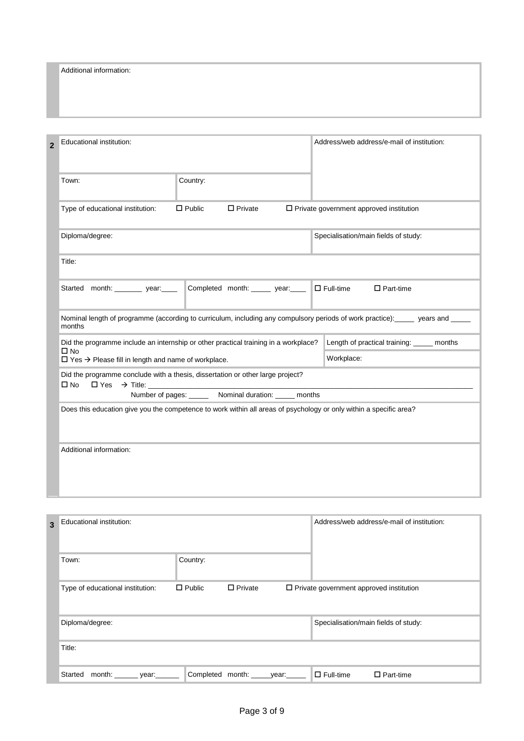Additional information:

**2**

| Educational institution: | | Address/web address/e-mail of institution: |
|---|---|---|
| Town: | Country: | |

Type of educational institution: ☐ Public ☐ Private ☐ Private government approved institution

| Diploma/degree: | Specialisation/main fields of study: |
|---|---|

Title:

| Started month: _______ year:____ | Completed month: _____ year:____ | ☐ Full-time ☐ Part-time |
|---|---|---|

Nominal length of programme (according to curriculum, including any compulsory periods of work practice):_____ years and _____ months

| Did the programme include an internship or other practical training in a workplace?<br>☐ No<br>☐ Yes → Please fill in length and name of workplace. | Length of practical training: _____ months<br>Workplace: |
|---|---|

Did the programme conclude with a thesis, dissertation or other large project?
☐ No ☐ Yes → Title: ______________________________________________
Number of pages: _____ Nominal duration: _____ months

Does this education give you the competence to work within all areas of psychology or only within a specific area?

Additional information:

**3**

| Educational institution: | | Address/web address/e-mail of institution: |
|---|---|---|
| Town: | Country: | |

Type of educational institution: ☐ Public ☐ Private ☐ Private government approved institution

| Diploma/degree: | Specialisation/main fields of study: |
|---|---|

Title:

| Started month: ______ year:______ | Completed month: _____year:_____ | ☐ Full-time ☐ Part-time |
|---|---|---|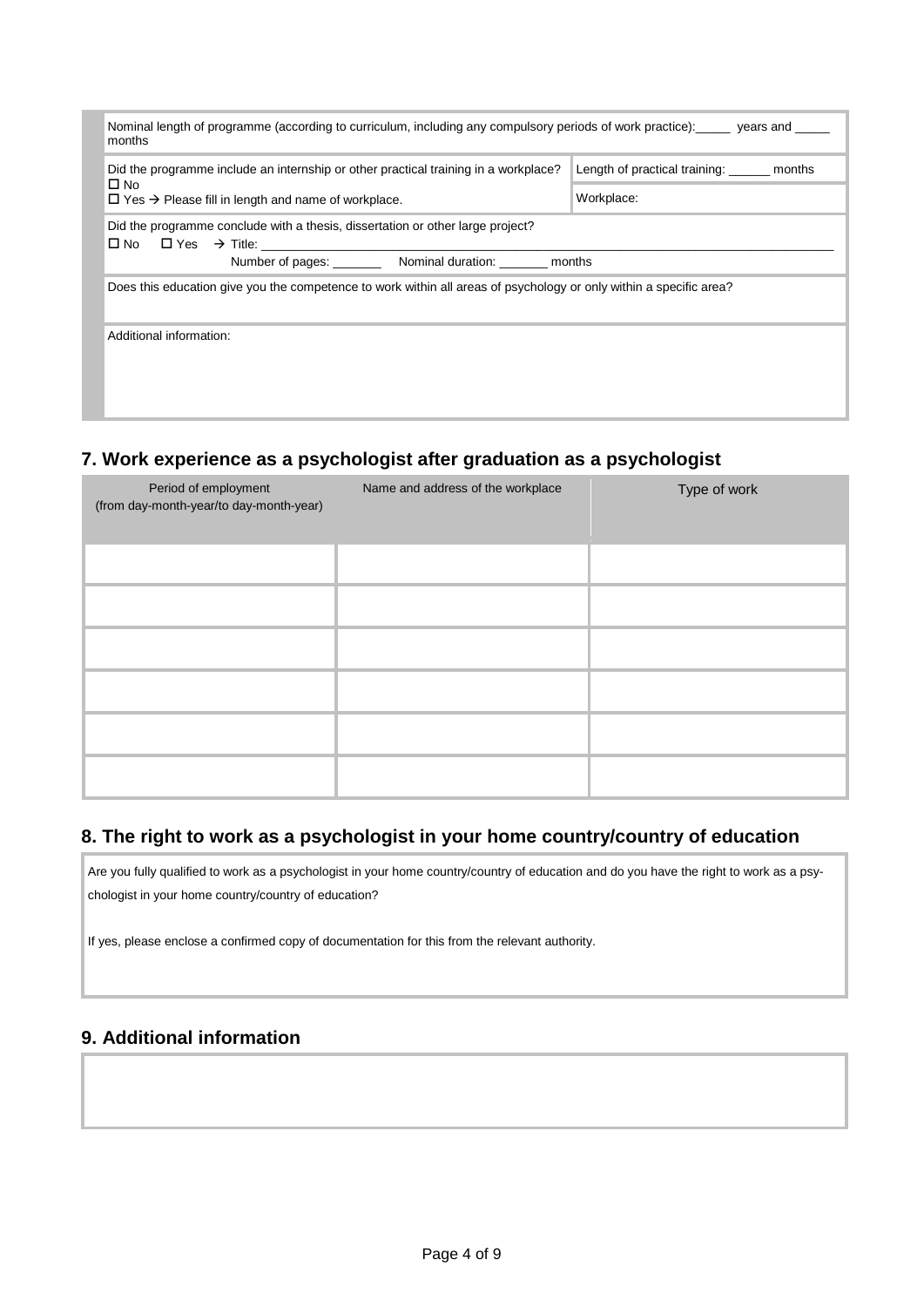Nominal length of programme (according to curriculum, including any compulsory periods of work practice):_____ years and _____ months

Did the programme include an internship or other practical training in a workplace?
☐ No
☐ Yes → Please fill in length and name of workplace.

Length of practical training: ______ months

Workplace:

Did the programme conclude with a thesis, dissertation or other large project?
☐ No ☐ Yes → Title: ________________________________________________________________

Number of pages: _______ Nominal duration: _______ months

Does this education give you the competence to work within all areas of psychology or only within a specific area?

Additional information:

## 7. Work experience as a psychologist after graduation as a psychologist

| Period of employment (from day-month-year/to day-month-year) | Name and address of the workplace | Type of work |
|---|---|---|
| | | |
| | | |
| | | |
| | | |
| | | |
| | | |

## 8. The right to work as a psychologist in your home country/country of education

Are you fully qualified to work as a psychologist in your home country/country of education and do you have the right to work as a psychologist in your home country/country of education?

If yes, please enclose a confirmed copy of documentation for this from the relevant authority.

## 9. Additional information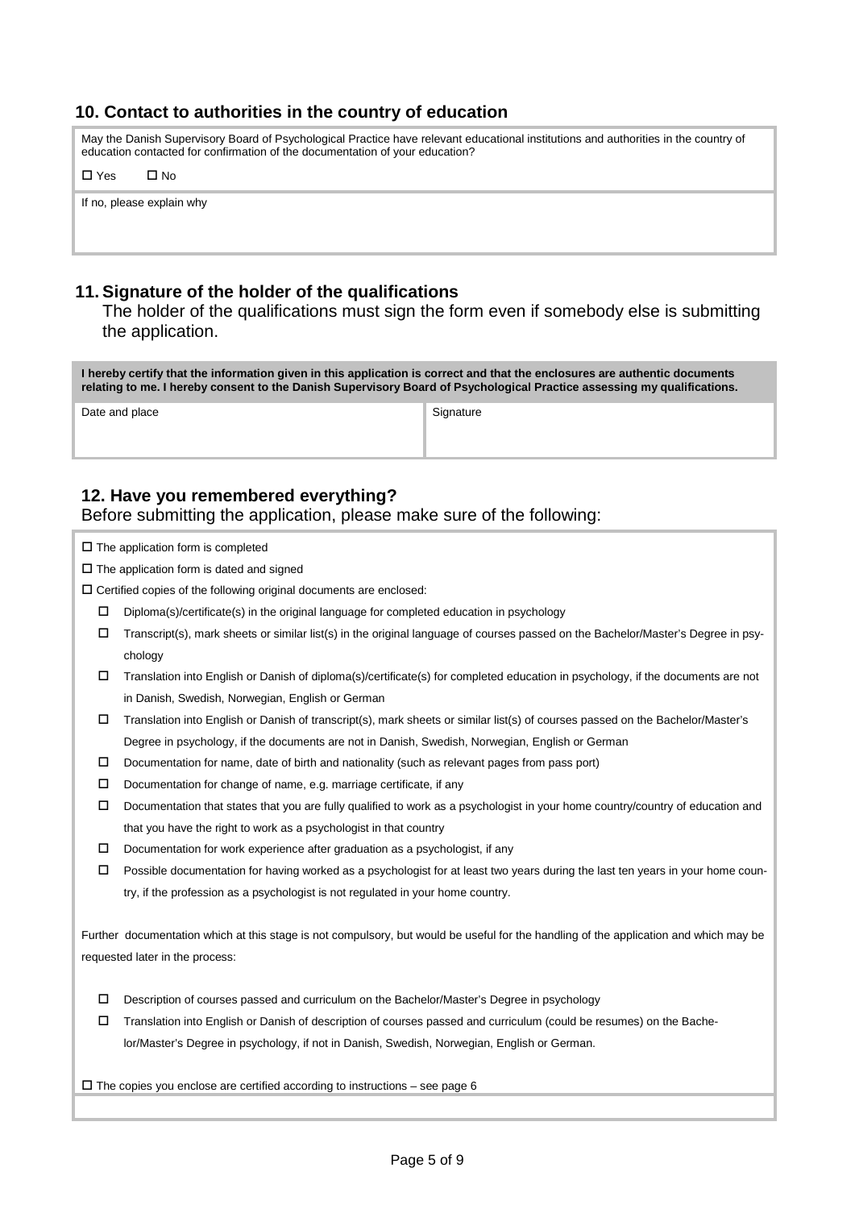## 10. Contact to authorities in the country of education

May the Danish Supervisory Board of Psychological Practice have relevant educational institutions and authorities in the country of education contacted for confirmation of the documentation of your education?

☐ Yes ☐ No

If no, please explain why

## 11. Signature of the holder of the qualifications

The holder of the qualifications must sign the form even if somebody else is submitting the application.

**I hereby certify that the information given in this application is correct and that the enclosures are authentic documents relating to me. I hereby consent to the Danish Supervisory Board of Psychological Practice assessing my qualifications.**

| Date and place | Signature |
| --- | --- |
| | |

## 12. Have you remembered everything?

Before submitting the application, please make sure of the following:

☐ The application form is completed

☐ The application form is dated and signed

☐ Certified copies of the following original documents are enclosed:

- ☐ Diploma(s)/certificate(s) in the original language for completed education in psychology
- ☐ Transcript(s), mark sheets or similar list(s) in the original language of courses passed on the Bachelor/Master's Degree in psychology
- ☐ Translation into English or Danish of diploma(s)/certificate(s) for completed education in psychology, if the documents are not in Danish, Swedish, Norwegian, English or German
- ☐ Translation into English or Danish of transcript(s), mark sheets or similar list(s) of courses passed on the Bachelor/Master's Degree in psychology, if the documents are not in Danish, Swedish, Norwegian, English or German
- ☐ Documentation for name, date of birth and nationality (such as relevant pages from pass port)
- ☐ Documentation for change of name, e.g. marriage certificate, if any
- ☐ Documentation that states that you are fully qualified to work as a psychologist in your home country/country of education and that you have the right to work as a psychologist in that country
- ☐ Documentation for work experience after graduation as a psychologist, if any
- ☐ Possible documentation for having worked as a psychologist for at least two years during the last ten years in your home country, if the profession as a psychologist is not regulated in your home country.

Further documentation which at this stage is not compulsory, but would be useful for the handling of the application and which may be requested later in the process:

- ☐ Description of courses passed and curriculum on the Bachelor/Master's Degree in psychology
- ☐ Translation into English or Danish of description of courses passed and curriculum (could be resumes) on the Bachelor/Master's Degree in psychology, if not in Danish, Swedish, Norwegian, English or German.

☐ The copies you enclose are certified according to instructions – see page 6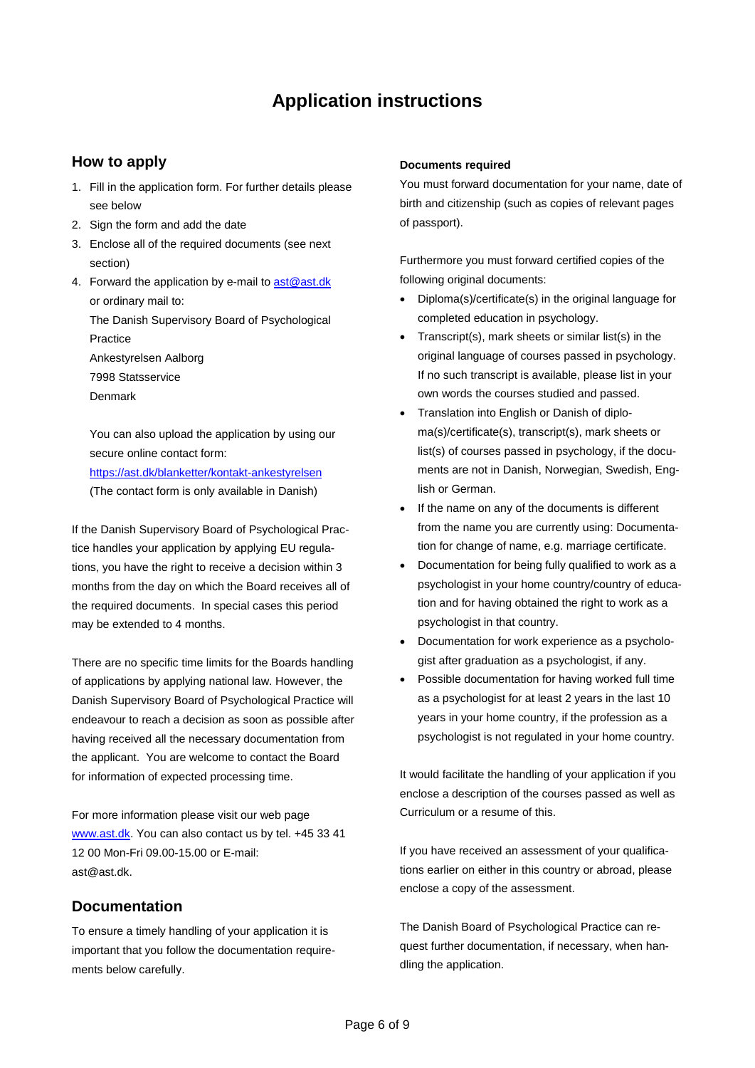# Application instructions

## How to apply

1. Fill in the application form. For further details please see below
2. Sign the form and add the date
3. Enclose all of the required documents (see next section)
4. Forward the application by e-mail to [ast@ast.dk](mailto:ast@ast.dk) or ordinary mail to:
   The Danish Supervisory Board of Psychological Practice
   Ankestyrelsen Aalborg
   7998 Statsservice
   Denmark

   You can also upload the application by using our secure online contact form:
   [https://ast.dk/blanketter/kontakt-ankestyrelsen](https://ast.dk/blanketter/kontakt-ankestyrelsen)
   (The contact form is only available in Danish)

If the Danish Supervisory Board of Psychological Practice handles your application by applying EU regulations, you have the right to receive a decision within 3 months from the day on which the Board receives all of the required documents. In special cases this period may be extended to 4 months.

There are no specific time limits for the Boards handling of applications by applying national law. However, the Danish Supervisory Board of Psychological Practice will endeavour to reach a decision as soon as possible after having received all the necessary documentation from the applicant. You are welcome to contact the Board for information of expected processing time.

For more information please visit our web page [www.ast.dk](http://www.ast.dk). You can also contact us by tel. +45 33 41 12 00 Mon-Fri 09.00-15.00 or E-mail: ast@ast.dk.

## Documentation

To ensure a timely handling of your application it is important that you follow the documentation requirements below carefully.

**Documents required**

You must forward documentation for your name, date of birth and citizenship (such as copies of relevant pages of passport).

Furthermore you must forward certified copies of the following original documents:

- Diploma(s)/certificate(s) in the original language for completed education in psychology.
- Transcript(s), mark sheets or similar list(s) in the original language of courses passed in psychology. If no such transcript is available, please list in your own words the courses studied and passed.
- Translation into English or Danish of diploma(s)/certificate(s), transcript(s), mark sheets or list(s) of courses passed in psychology, if the documents are not in Danish, Norwegian, Swedish, English or German.
- If the name on any of the documents is different from the name you are currently using: Documentation for change of name, e.g. marriage certificate.
- Documentation for being fully qualified to work as a psychologist in your home country/country of education and for having obtained the right to work as a psychologist in that country.
- Documentation for work experience as a psychologist after graduation as a psychologist, if any.
- Possible documentation for having worked full time as a psychologist for at least 2 years in the last 10 years in your home country, if the profession as a psychologist is not regulated in your home country.

It would facilitate the handling of your application if you enclose a description of the courses passed as well as Curriculum or a resume of this.

If you have received an assessment of your qualifications earlier on either in this country or abroad, please enclose a copy of the assessment.

The Danish Board of Psychological Practice can request further documentation, if necessary, when handling the application.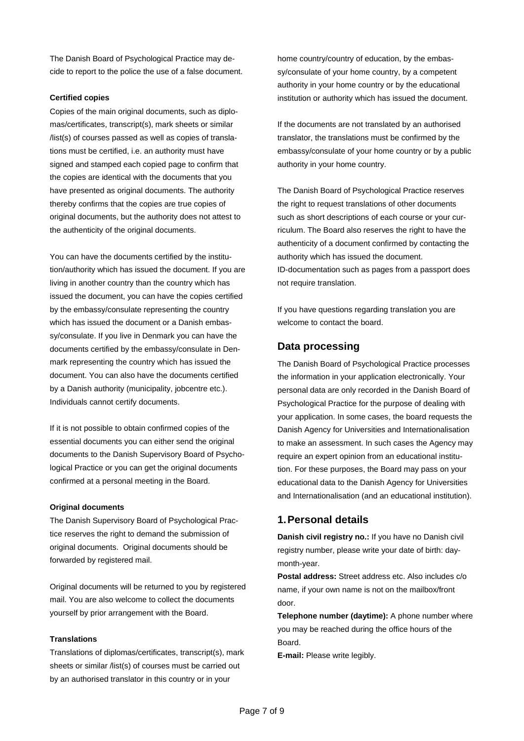The Danish Board of Psychological Practice may decide to report to the police the use of a false document.

**Certified copies**

Copies of the main original documents, such as diplomas/certificates, transcript(s), mark sheets or similar /list(s) of courses passed as well as copies of translations must be certified, i.e. an authority must have signed and stamped each copied page to confirm that the copies are identical with the documents that you have presented as original documents. The authority thereby confirms that the copies are true copies of original documents, but the authority does not attest to the authenticity of the original documents.

You can have the documents certified by the institution/authority which has issued the document. If you are living in another country than the country which has issued the document, you can have the copies certified by the embassy/consulate representing the country which has issued the document or a Danish embassy/consulate. If you live in Denmark you can have the documents certified by the embassy/consulate in Denmark representing the country which has issued the document. You can also have the documents certified by a Danish authority (municipality, jobcentre etc.). Individuals cannot certify documents.

If it is not possible to obtain confirmed copies of the essential documents you can either send the original documents to the Danish Supervisory Board of Psychological Practice or you can get the original documents confirmed at a personal meeting in the Board.

**Original documents**

The Danish Supervisory Board of Psychological Practice reserves the right to demand the submission of original documents. Original documents should be forwarded by registered mail.

Original documents will be returned to you by registered mail. You are also welcome to collect the documents yourself by prior arrangement with the Board.

**Translations**

Translations of diplomas/certificates, transcript(s), mark sheets or similar /list(s) of courses must be carried out by an authorised translator in this country or in your home country/country of education, by the embassy/consulate of your home country, by a competent authority in your home country or by the educational institution or authority which has issued the document.

If the documents are not translated by an authorised translator, the translations must be confirmed by the embassy/consulate of your home country or by a public authority in your home country.

The Danish Board of Psychological Practice reserves the right to request translations of other documents such as short descriptions of each course or your curriculum. The Board also reserves the right to have the authenticity of a document confirmed by contacting the authority which has issued the document.
ID-documentation such as pages from a passport does not require translation.

If you have questions regarding translation you are welcome to contact the board.

## Data processing

The Danish Board of Psychological Practice processes the information in your application electronically. Your personal data are only recorded in the Danish Board of Psychological Practice for the purpose of dealing with your application. In some cases, the board requests the Danish Agency for Universities and Internationalisation to make an assessment. In such cases the Agency may require an expert opinion from an educational institution. For these purposes, the Board may pass on your educational data to the Danish Agency for Universities and Internationalisation (and an educational institution).

## 1. Personal details

**Danish civil registry no.:** If you have no Danish civil registry number, please write your date of birth: day-month-year.

**Postal address:** Street address etc. Also includes c/o name, if your own name is not on the mailbox/front door.

**Telephone number (daytime):** A phone number where you may be reached during the office hours of the Board.

**E-mail:** Please write legibly.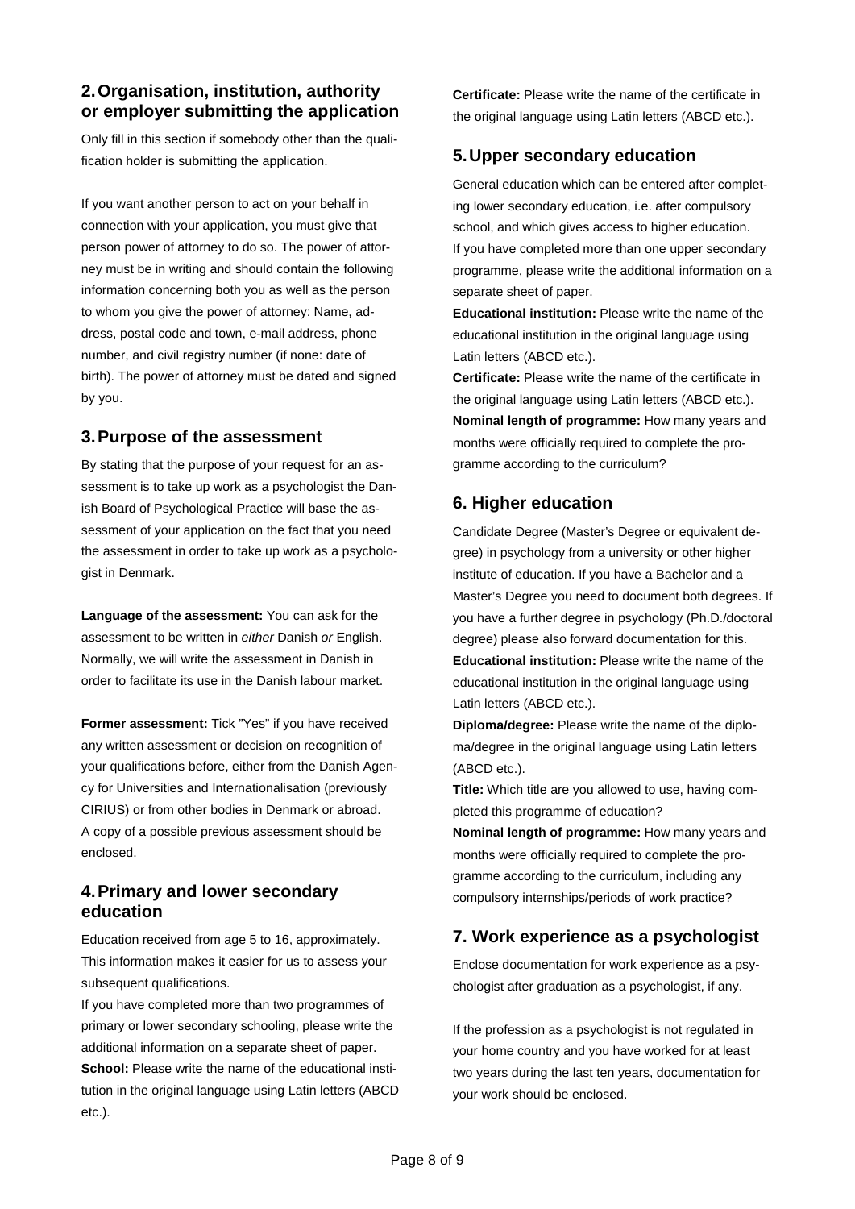## 2. Organisation, institution, authority or employer submitting the application

Only fill in this section if somebody other than the qualification holder is submitting the application.

If you want another person to act on your behalf in connection with your application, you must give that person power of attorney to do so. The power of attorney must be in writing and should contain the following information concerning both you as well as the person to whom you give the power of attorney: Name, address, postal code and town, e-mail address, phone number, and civil registry number (if none: date of birth). The power of attorney must be dated and signed by you.

## 3. Purpose of the assessment

By stating that the purpose of your request for an assessment is to take up work as a psychologist the Danish Board of Psychological Practice will base the assessment of your application on the fact that you need the assessment in order to take up work as a psychologist in Denmark.

**Language of the assessment:** You can ask for the assessment to be written in *either* Danish *or* English. Normally, we will write the assessment in Danish in order to facilitate its use in the Danish labour market.

**Former assessment:** Tick "Yes" if you have received any written assessment or decision on recognition of your qualifications before, either from the Danish Agency for Universities and Internationalisation (previously CIRIUS) or from other bodies in Denmark or abroad. A copy of a possible previous assessment should be enclosed.

## 4. Primary and lower secondary education

Education received from age 5 to 16, approximately. This information makes it easier for us to assess your subsequent qualifications.

If you have completed more than two programmes of primary or lower secondary schooling, please write the additional information on a separate sheet of paper.

**School:** Please write the name of the educational institution in the original language using Latin letters (ABCD etc.).

**Certificate:** Please write the name of the certificate in the original language using Latin letters (ABCD etc.).

## 5. Upper secondary education

General education which can be entered after completing lower secondary education, i.e. after compulsory school, and which gives access to higher education.

If you have completed more than one upper secondary programme, please write the additional information on a separate sheet of paper.

**Educational institution:** Please write the name of the educational institution in the original language using Latin letters (ABCD etc.).

**Certificate:** Please write the name of the certificate in the original language using Latin letters (ABCD etc.).

**Nominal length of programme:** How many years and months were officially required to complete the programme according to the curriculum?

## 6. Higher education

Candidate Degree (Master's Degree or equivalent degree) in psychology from a university or other higher institute of education. If you have a Bachelor and a Master's Degree you need to document both degrees. If you have a further degree in psychology (Ph.D./doctoral degree) please also forward documentation for this.

**Educational institution:** Please write the name of the educational institution in the original language using Latin letters (ABCD etc.).

**Diploma/degree:** Please write the name of the diploma/degree in the original language using Latin letters (ABCD etc.).

**Title:** Which title are you allowed to use, having completed this programme of education?

**Nominal length of programme:** How many years and months were officially required to complete the programme according to the curriculum, including any compulsory internships/periods of work practice?

## 7. Work experience as a psychologist

Enclose documentation for work experience as a psychologist after graduation as a psychologist, if any.

If the profession as a psychologist is not regulated in your home country and you have worked for at least two years during the last ten years, documentation for your work should be enclosed.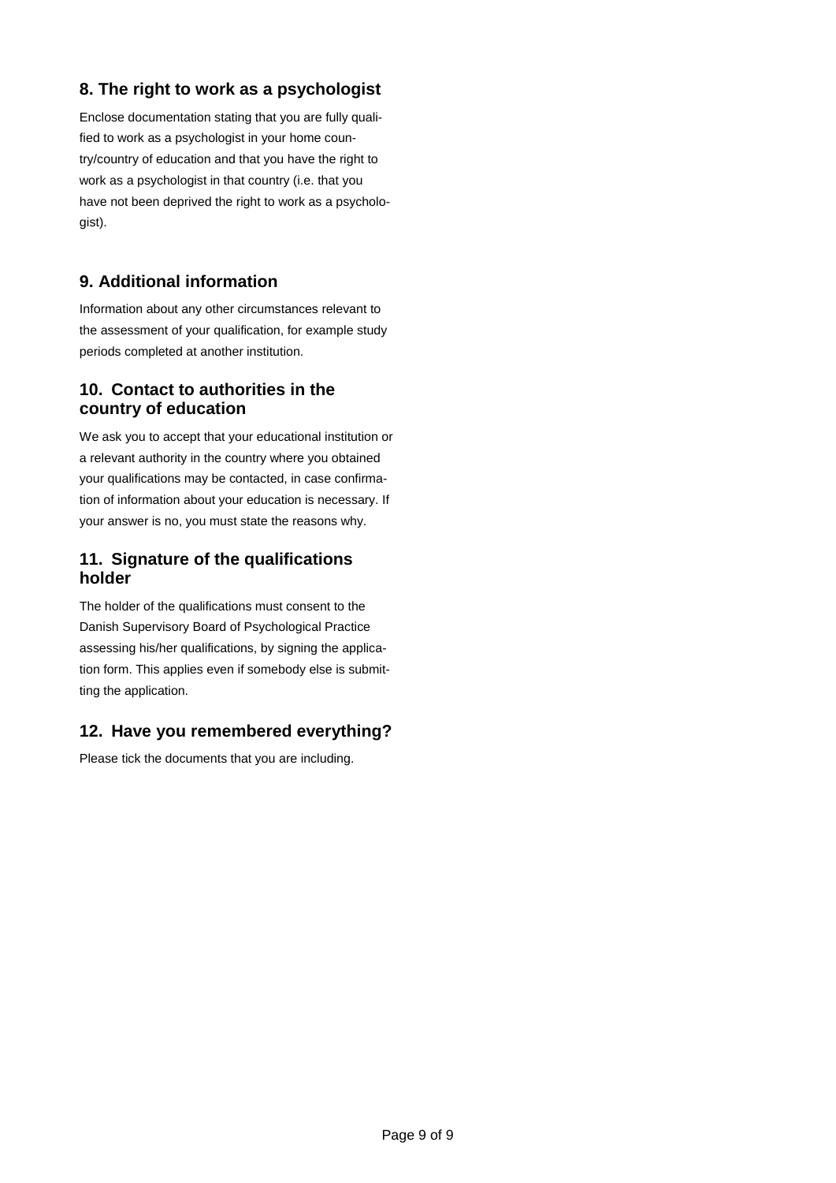## 8. The right to work as a psychologist

Enclose documentation stating that you are fully qualified to work as a psychologist in your home country/country of education and that you have the right to work as a psychologist in that country (i.e. that you have not been deprived the right to work as a psychologist).

## 9. Additional information

Information about any other circumstances relevant to the assessment of your qualification, for example study periods completed at another institution.

## 10. Contact to authorities in the country of education

We ask you to accept that your educational institution or a relevant authority in the country where you obtained your qualifications may be contacted, in case confirmation of information about your education is necessary. If your answer is no, you must state the reasons why.

## 11. Signature of the qualifications holder

The holder of the qualifications must consent to the Danish Supervisory Board of Psychological Practice assessing his/her qualifications, by signing the application form. This applies even if somebody else is submitting the application.

## 12. Have you remembered everything?

Please tick the documents that you are including.